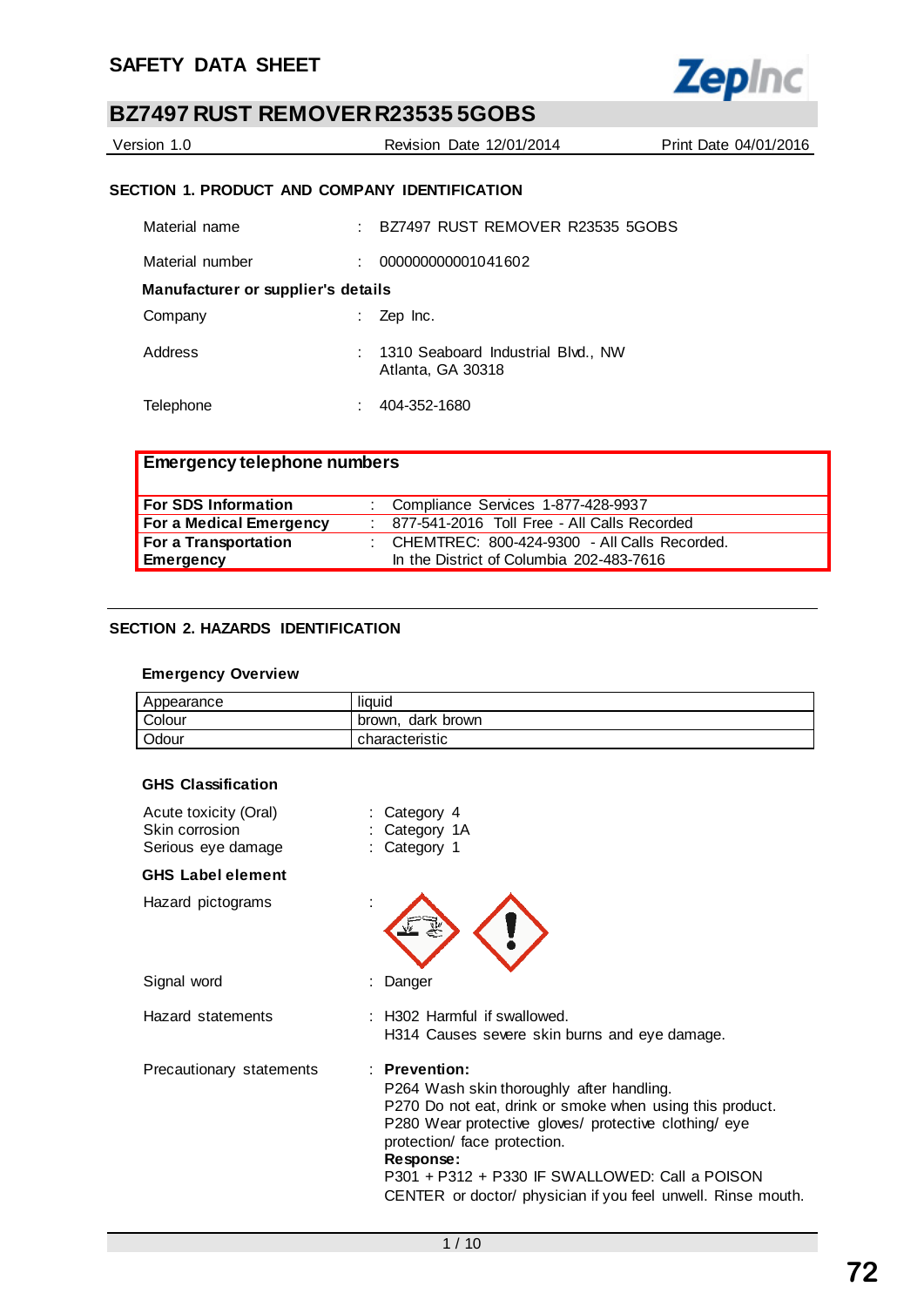# SAFETY DATA SHEET

## BZ7497 RUST REMOVER R23535 5GOBS

Version 1.0 | Revision Date 12/01/2014 | Print Date 04/01/2016

### SECTION 1. PRODUCT AND COMPANY IDENTIFICATION

Material name : BZ7497 RUST REMOVER R23535 5GOBS

Material number : 000000000001041602

**Manufacturer or supplier's details**

Company : Zep Inc.

Address : 1310 Seaboard Industrial Blvd., NW
Atlanta, GA 30318

Telephone : 404-352-1680

| **Emergency telephone numbers** | |
|---|---|
| **For SDS Information** | Compliance Services 1-877-428-9937 |
| **For a Medical Emergency** | 877-541-2016 Toll Free - All Calls Recorded |
| **For a Transportation Emergency** | CHEMTREC: 800-424-9300 - All Calls Recorded. In the District of Columbia 202-483-7616 |

### SECTION 2. HAZARDS IDENTIFICATION

**Emergency Overview**

| Appearance | liquid |
|---|---|
| Colour | brown, dark brown |
| Odour | characteristic |

**GHS Classification**

Acute toxicity (Oral) : Category 4
Skin corrosion : Category 1A
Serious eye damage : Category 1

**GHS Label element**

Hazard pictograms :

Signal word : Danger

Hazard statements : H302 Harmful if swallowed.
H314 Causes severe skin burns and eye damage.

Precautionary statements : **Prevention:**
P264 Wash skin thoroughly after handling.
P270 Do not eat, drink or smoke when using this product.
P280 Wear protective gloves/ protective clothing/ eye protection/ face protection.
**Response:**
P301 + P312 + P330 IF SWALLOWED: Call a POISON CENTER or doctor/ physician if you feel unwell. Rinse mouth.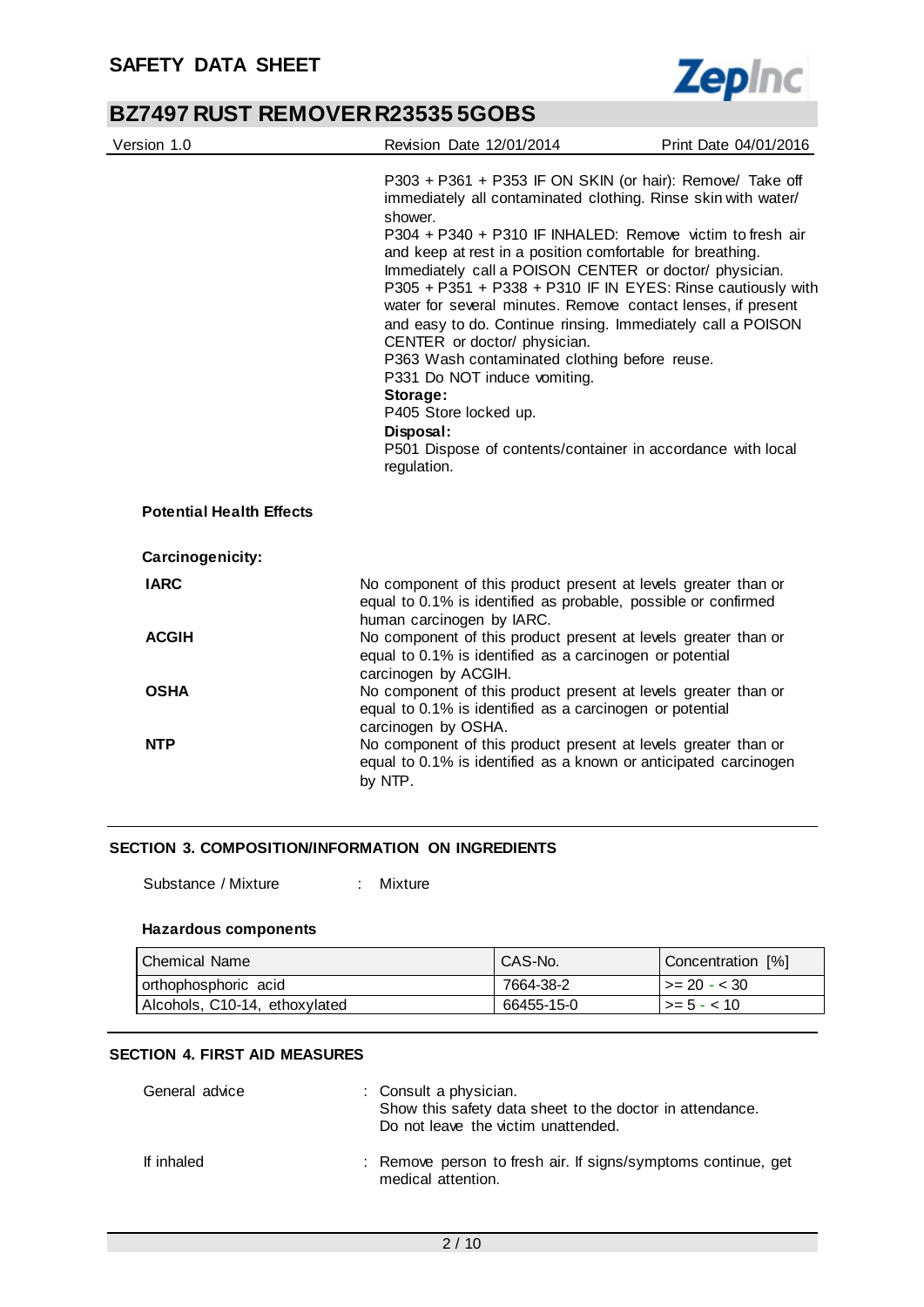P303 + P361 + P353 IF ON SKIN (or hair): Remove/ Take off immediately all contaminated clothing. Rinse skin with water/ shower.
P304 + P340 + P310 IF INHALED: Remove victim to fresh air and keep at rest in a position comfortable for breathing. Immediately call a POISON CENTER or doctor/ physician.
P305 + P351 + P338 + P310 IF IN EYES: Rinse cautiously with water for several minutes. Remove contact lenses, if present and easy to do. Continue rinsing. Immediately call a POISON CENTER or doctor/ physician.
P363 Wash contaminated clothing before reuse.
P331 Do NOT induce vomiting.

**Storage:**
P405 Store locked up.

**Disposal:**
P501 Dispose of contents/container in accordance with local regulation.

**Potential Health Effects**

**Carcinogenicity:**

**IARC**
No component of this product present at levels greater than or equal to 0.1% is identified as probable, possible or confirmed human carcinogen by IARC.

**ACGIH**
No component of this product present at levels greater than or equal to 0.1% is identified as a carcinogen or potential carcinogen by ACGIH.

**OSHA**
No component of this product present at levels greater than or equal to 0.1% is identified as a carcinogen or potential carcinogen by OSHA.

**NTP**
No component of this product present at levels greater than or equal to 0.1% is identified as a known or anticipated carcinogen by NTP.

## SECTION 3. COMPOSITION/INFORMATION ON INGREDIENTS

Substance / Mixture : Mixture

**Hazardous components**

| Chemical Name | CAS-No. | Concentration [%] |
|---|---|---|
| orthophosphoric acid | 7664-38-2 | >= 20 - < 30 |
| Alcohols, C10-14, ethoxylated | 66455-15-0 | >= 5 - < 10 |

## SECTION 4. FIRST AID MEASURES

General advice : Consult a physician.
Show this safety data sheet to the doctor in attendance.
Do not leave the victim unattended.

If inhaled : Remove person to fresh air. If signs/symptoms continue, get medical attention.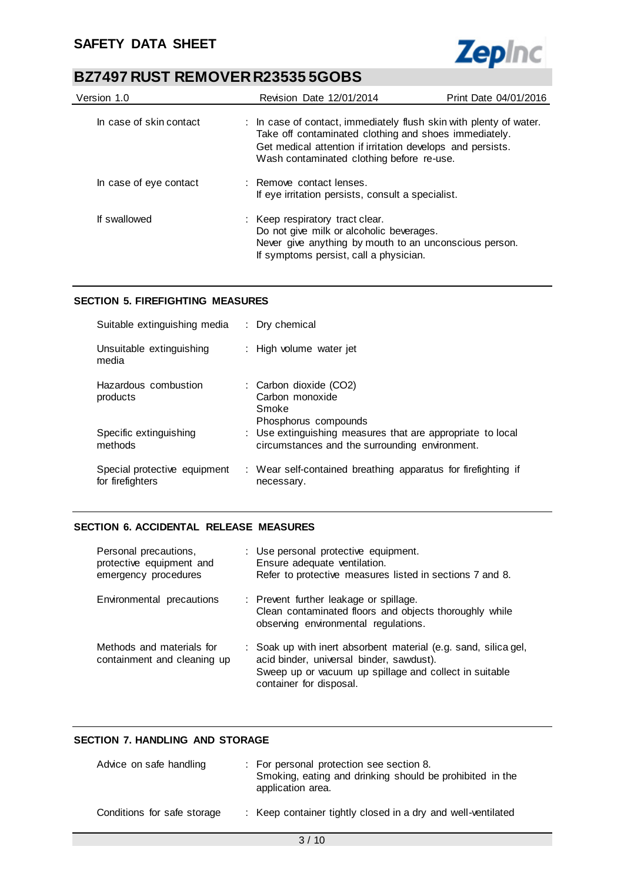| | |
|---|---|
| In case of skin contact | : In case of contact, immediately flush skin with plenty of water. Take off contaminated clothing and shoes immediately. Get medical attention if irritation develops and persists. Wash contaminated clothing before re-use. |
| In case of eye contact | : Remove contact lenses. If eye irritation persists, consult a specialist. |
| If swallowed | : Keep respiratory tract clear. Do not give milk or alcoholic beverages. Never give anything by mouth to an unconscious person. If symptoms persist, call a physician. |

## SECTION 5. FIREFIGHTING MEASURES

| | |
|---|---|
| Suitable extinguishing media | : Dry chemical |
| Unsuitable extinguishing media | : High volume water jet |
| Hazardous combustion products | : Carbon dioxide ($CO_2$)<br>Carbon monoxide<br>Smoke<br>Phosphorus compounds |
| Specific extinguishing methods | : Use extinguishing measures that are appropriate to local circumstances and the surrounding environment. |
| Special protective equipment for firefighters | : Wear self-contained breathing apparatus for firefighting if necessary. |

## SECTION 6. ACCIDENTAL RELEASE MEASURES

| | |
|---|---|
| Personal precautions, protective equipment and emergency procedures | : Use personal protective equipment.<br>Ensure adequate ventilation.<br>Refer to protective measures listed in sections 7 and 8. |
| Environmental precautions | : Prevent further leakage or spillage.<br>Clean contaminated floors and objects thoroughly while observing environmental regulations. |
| Methods and materials for containment and cleaning up | : Soak up with inert absorbent material (e.g. sand, silica gel, acid binder, universal binder, sawdust).<br>Sweep up or vacuum up spillage and collect in suitable container for disposal. |

## SECTION 7. HANDLING AND STORAGE

| | |
|---|---|
| Advice on safe handling | : For personal protection see section 8.<br>Smoking, eating and drinking should be prohibited in the application area. |
| Conditions for safe storage | : Keep container tightly closed in a dry and well-ventilated |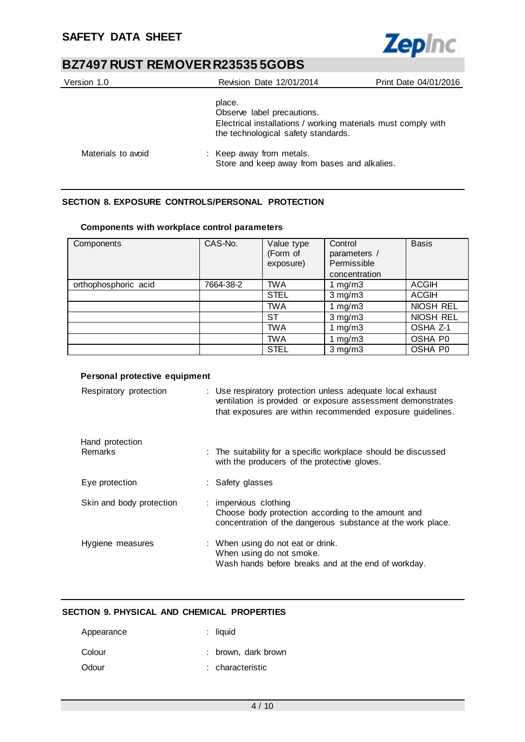place.
Observe label precautions.
Electrical installations / working materials must comply with the technological safety standards.

| | |
|---|---|
| Materials to avoid | : Keep away from metals.<br>Store and keep away from bases and alkalies. |

## SECTION 8. EXPOSURE CONTROLS/PERSONAL PROTECTION

### Components with workplace control parameters

| Components | CAS-No. | Value type (Form of exposure) | Control parameters / Permissible concentration | Basis |
|---|---|---|---|---|
| orthophosphoric acid | 7664-38-2 | TWA | 1 mg/m3 | ACGIH |
| | | STEL | 3 mg/m3 | ACGIH |
| | | TWA | 1 mg/m3 | NIOSH REL |
| | | ST | 3 mg/m3 | NIOSH REL |
| | | TWA | 1 mg/m3 | OSHA Z-1 |
| | | TWA | 1 mg/m3 | OSHA P0 |
| | | STEL | 3 mg/m3 | OSHA P0 |

### Personal protective equipment

Respiratory protection : Use respiratory protection unless adequate local exhaust ventilation is provided or exposure assessment demonstrates that exposures are within recommended exposure guidelines.

Hand protection
Remarks : The suitability for a specific workplace should be discussed with the producers of the protective gloves.

Eye protection : Safety glasses

Skin and body protection : impervious clothing
Choose body protection according to the amount and concentration of the dangerous substance at the work place.

Hygiene measures : When using do not eat or drink.
When using do not smoke.
Wash hands before breaks and at the end of workday.

## SECTION 9. PHYSICAL AND CHEMICAL PROPERTIES

Appearance : liquid

Colour : brown, dark brown

Odour : characteristic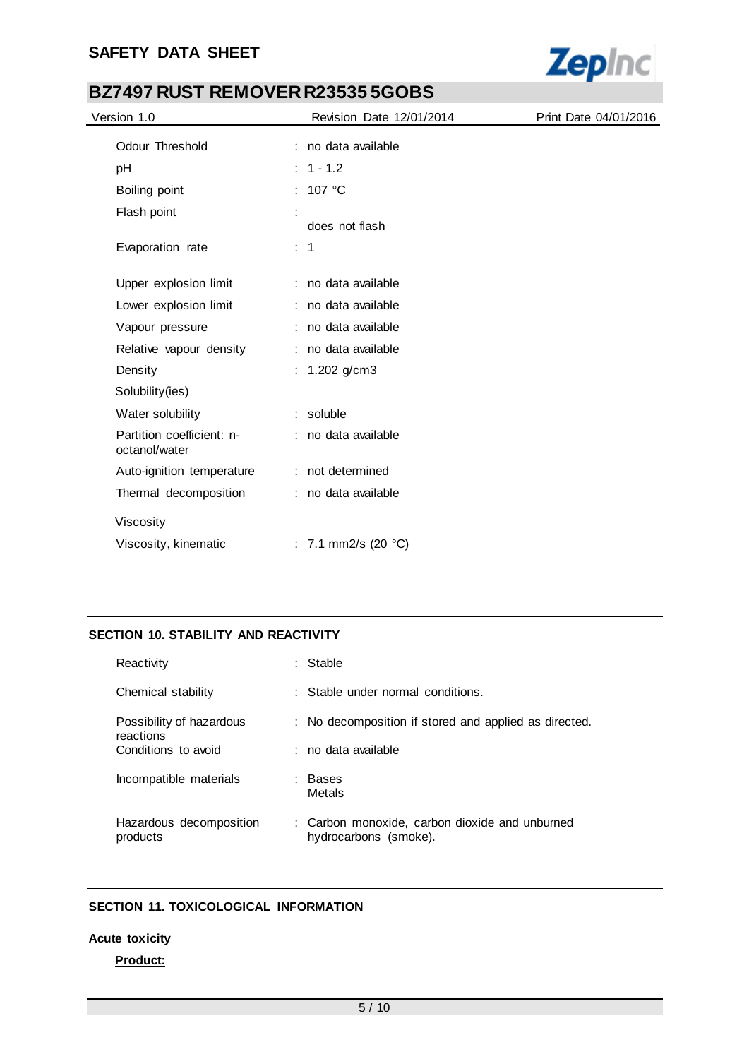| | | |
|---|---|---|
| Odour Threshold | : | no data available |
| pH | : | 1 - 1.2 |
| Boiling point | : | 107 °C |
| Flash point | : | does not flash |
| Evaporation rate | : | 1 |
| Upper explosion limit | : | no data available |
| Lower explosion limit | : | no data available |
| Vapour pressure | : | no data available |
| Relative vapour density | : | no data available |
| Density | : | 1.202 g/cm3 |
| Solubility(ies) | | |
| Water solubility | : | soluble |
| Partition coefficient: n-octanol/water | : | no data available |
| Auto-ignition temperature | : | not determined |
| Thermal decomposition | : | no data available |
| Viscosity | | |
| Viscosity, kinematic | : | 7.1 mm2/s (20 °C) |

## SECTION 10. STABILITY AND REACTIVITY

| | | |
|---|---|---|
| Reactivity | : | Stable |
| Chemical stability | : | Stable under normal conditions. |
| Possibility of hazardous reactions | : | No decomposition if stored and applied as directed. |
| Conditions to avoid | : | no data available |
| Incompatible materials | : | Bases<br>Metals |
| Hazardous decomposition products | : | Carbon monoxide, carbon dioxide and unburned hydrocarbons (smoke). |

## SECTION 11. TOXICOLOGICAL INFORMATION

**Acute toxicity**

**Product:**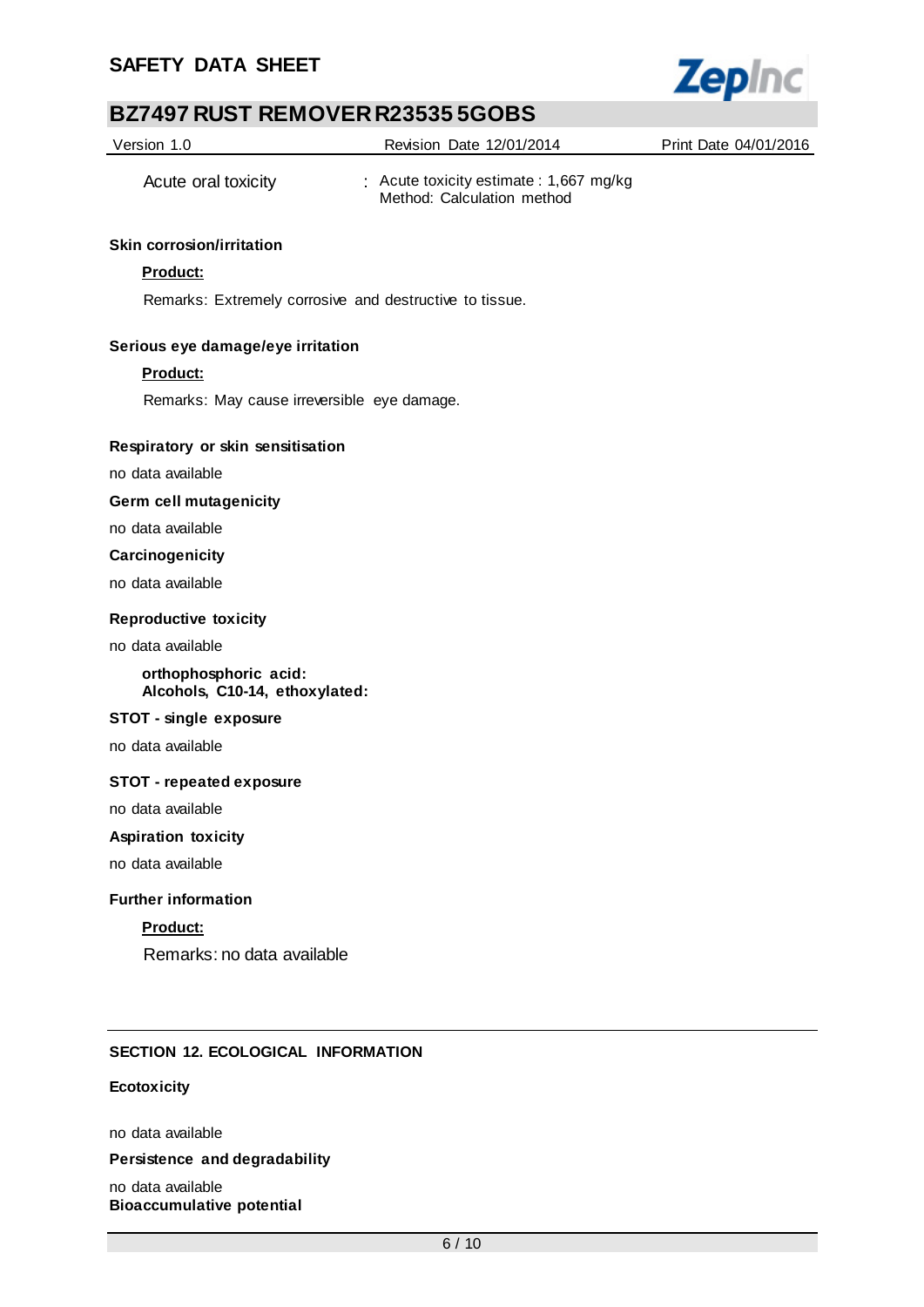| | |
|---|---|
| Acute oral toxicity | : Acute toxicity estimate : 1,667 mg/kg<br>Method: Calculation method |

**Skin corrosion/irritation**

**Product:**

Remarks: Extremely corrosive and destructive to tissue.

**Serious eye damage/eye irritation**

**Product:**

Remarks: May cause irreversible eye damage.

**Respiratory or skin sensitisation**

no data available

**Germ cell mutagenicity**

no data available

**Carcinogenicity**

no data available

**Reproductive toxicity**

no data available

**orthophosphoric acid:**
**Alcohols, C10-14, ethoxylated:**

**STOT - single exposure**

no data available

**STOT - repeated exposure**

no data available

**Aspiration toxicity**

no data available

**Further information**

**Product:**

Remarks: no data available

## SECTION 12. ECOLOGICAL INFORMATION

**Ecotoxicity**

no data available

**Persistence and degradability**

no data available

**Bioaccumulative potential**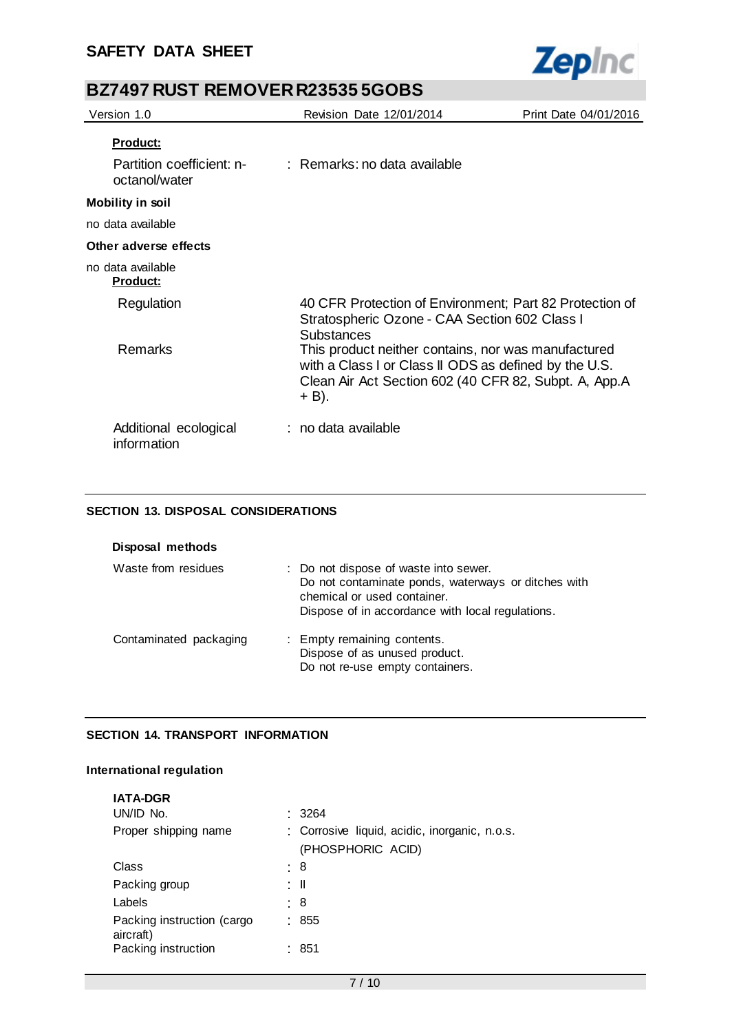**Product:**

| | |
|---|---|
| Partition coefficient: n-octanol/water | : Remarks: no data available |

**Mobility in soil**

no data available

**Other adverse effects**

no data available

**Product:**

| | |
|---|---|
| Regulation | 40 CFR Protection of Environment; Part 82 Protection of Stratospheric Ozone - CAA Section 602 Class I Substances |
| Remarks | This product neither contains, nor was manufactured with a Class I or Class II ODS as defined by the U.S. Clean Air Act Section 602 (40 CFR 82, Subpt. A, App.A + B). |
| Additional ecological information | : no data available |

## SECTION 13. DISPOSAL CONSIDERATIONS

**Disposal methods**

| | |
|---|---|
| Waste from residues | : Do not dispose of waste into sewer. Do not contaminate ponds, waterways or ditches with chemical or used container. Dispose of in accordance with local regulations. |
| Contaminated packaging | : Empty remaining contents. Dispose of as unused product. Do not re-use empty containers. |

## SECTION 14. TRANSPORT INFORMATION

**International regulation**

**IATA-DGR**

| | |
|---|---|
| UN/ID No. | : 3264 |
| Proper shipping name | : Corrosive liquid, acidic, inorganic, n.o.s. (PHOSPHORIC ACID) |
| Class | : 8 |
| Packing group | : II |
| Labels | : 8 |
| Packing instruction (cargo aircraft) | : 855 |
| Packing instruction | : 851 |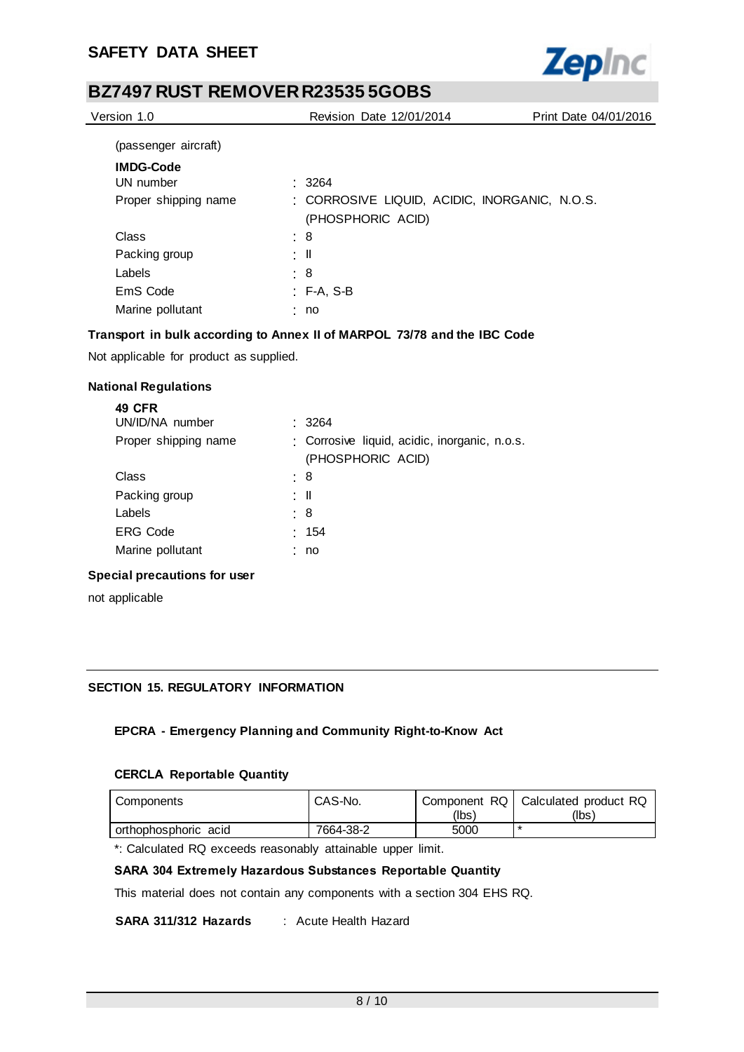(passenger aircraft)

**IMDG-Code**

| | |
|---|---|
| UN number | : 3264 |
| Proper shipping name | : CORROSIVE LIQUID, ACIDIC, INORGANIC, N.O.S. (PHOSPHORIC ACID) |
| Class | : 8 |
| Packing group | : II |
| Labels | : 8 |
| EmS Code | : F-A, S-B |
| Marine pollutant | : no |

**Transport in bulk according to Annex II of MARPOL 73/78 and the IBC Code**

Not applicable for product as supplied.

**National Regulations**

**49 CFR**

| | |
|---|---|
| UN/ID/NA number | : 3264 |
| Proper shipping name | : Corrosive liquid, acidic, inorganic, n.o.s. (PHOSPHORIC ACID) |
| Class | : 8 |
| Packing group | : II |
| Labels | : 8 |
| ERG Code | : 154 |
| Marine pollutant | : no |

**Special precautions for user**

not applicable

## SECTION 15. REGULATORY INFORMATION

**EPCRA - Emergency Planning and Community Right-to-Know Act**

**CERCLA Reportable Quantity**

| Components | CAS-No. | Component RQ (lbs) | Calculated product RQ (lbs) |
|---|---|---|---|
| orthophosphoric acid | 7664-38-2 | 5000 | * |

*: Calculated RQ exceeds reasonably attainable upper limit.

**SARA 304 Extremely Hazardous Substances Reportable Quantity**

This material does not contain any components with a section 304 EHS RQ.

**SARA 311/312 Hazards** : Acute Health Hazard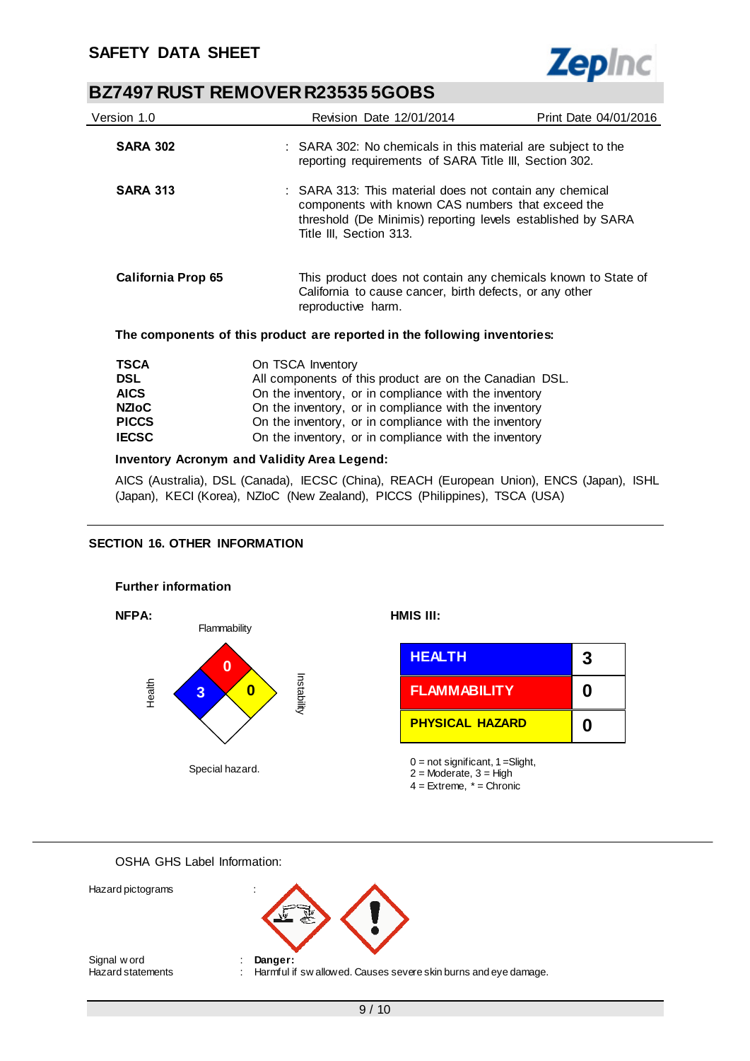**SARA 302** : SARA 302: No chemicals in this material are subject to the reporting requirements of SARA Title III, Section 302.

**SARA 313** : SARA 313: This material does not contain any chemical components with known CAS numbers that exceed the threshold (De Minimis) reporting levels established by SARA Title III, Section 313.

**California Prop 65** This product does not contain any chemicals known to State of California to cause cancer, birth defects, or any other reproductive harm.

**The components of this product are reported in the following inventories:**

| | |
|---|---|
| **TSCA** | On TSCA Inventory |
| **DSL** | All components of this product are on the Canadian DSL. |
| **AICS** | On the inventory, or in compliance with the inventory |
| **NZIoC** | On the inventory, or in compliance with the inventory |
| **PICCS** | On the inventory, or in compliance with the inventory |
| **IECSC** | On the inventory, or in compliance with the inventory |

**Inventory Acronym and Validity Area Legend:**

AICS (Australia), DSL (Canada), IECSC (China), REACH (European Union), ENCS (Japan), ISHL (Japan), KECI (Korea), NZIoC (New Zealand), PICCS (Philippines), TSCA (USA)

## SECTION 16. OTHER INFORMATION

**Further information**

**NFPA:**

Flammability: 0
Health: 3
Instability: 0
Special hazard.

**HMIS III:**

| | |
|---|---|
| **HEALTH** | **3** |
| **FLAMMABILITY** | **0** |
| **PHYSICAL HAZARD** | **0** |

0 = not significant, 1 =Slight,
2 = Moderate, 3 = High
4 = Extreme, * = Chronic

OSHA GHS Label Information:

Hazard pictograms :

Signal word : **Danger:**
Hazard statements : Harmful if swallowed. Causes severe skin burns and eye damage.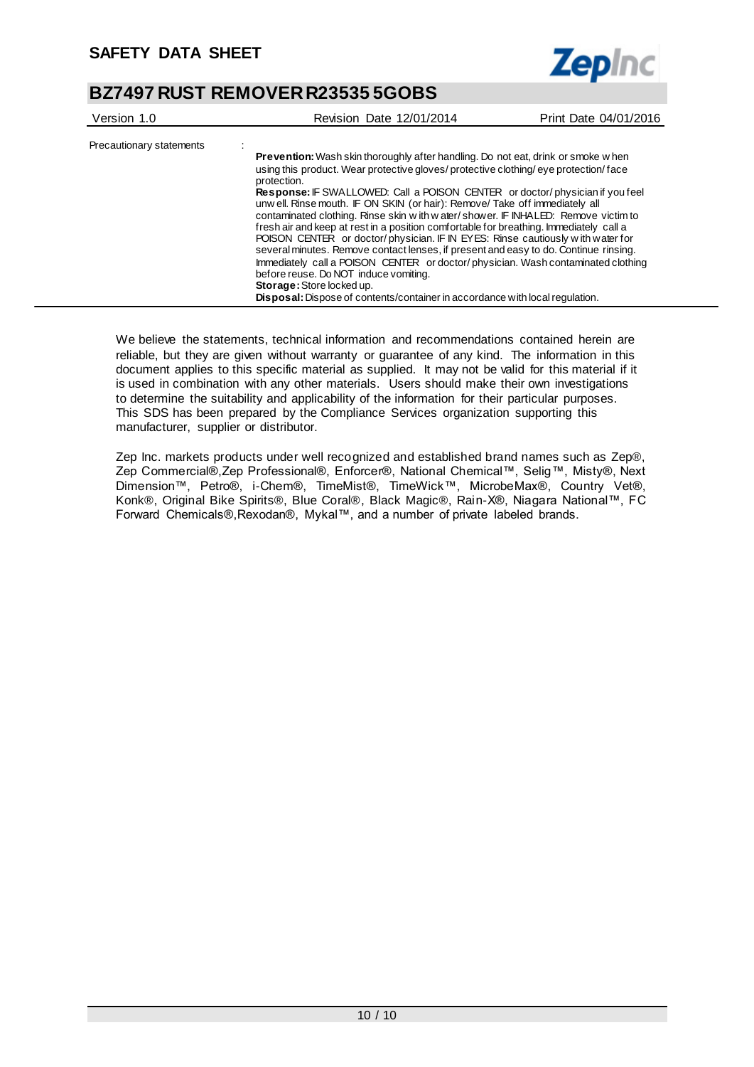| | |
|---|---|
| Precautionary statements | **Prevention:** Wash skin thoroughly after handling. Do not eat, drink or smoke when using this product. Wear protective gloves/ protective clothing/ eye protection/ face protection.<br>**Response:** IF SWALLOWED: Call a POISON CENTER or doctor/ physician if you feel unwell. Rinse mouth. IF ON SKIN (or hair): Remove/ Take off immediately all contaminated clothing. Rinse skin with water/ shower. IF INHALED: Remove victim to fresh air and keep at rest in a position comfortable for breathing. Immediately call a POISON CENTER or doctor/ physician. IF IN EYES: Rinse cautiously with water for several minutes. Remove contact lenses, if present and easy to do. Continue rinsing. Immediately call a POISON CENTER or doctor/ physician. Wash contaminated clothing before reuse. Do NOT induce vomiting.<br>**Storage:** Store locked up.<br>**Disposal:** Dispose of contents/container in accordance with local regulation. |

We believe the statements, technical information and recommendations contained herein are reliable, but they are given without warranty or guarantee of any kind. The information in this document applies to this specific material as supplied. It may not be valid for this material if it is used in combination with any other materials. Users should make their own investigations to determine the suitability and applicability of the information for their particular purposes. This SDS has been prepared by the Compliance Services organization supporting this manufacturer, supplier or distributor.

Zep Inc. markets products under well recognized and established brand names such as Zep®, Zep Commercial®,Zep Professional®, Enforcer®, National Chemical™, Selig™, Misty®, Next Dimension™, Petro®, i-Chem®, TimeMist®, TimeWick™, MicrobeMax®, Country Vet®, Konk®, Original Bike Spirits®, Blue Coral®, Black Magic®, Rain-X®, Niagara National™, FC Forward Chemicals®,Rexodan®, Mykal™, and a number of private labeled brands.